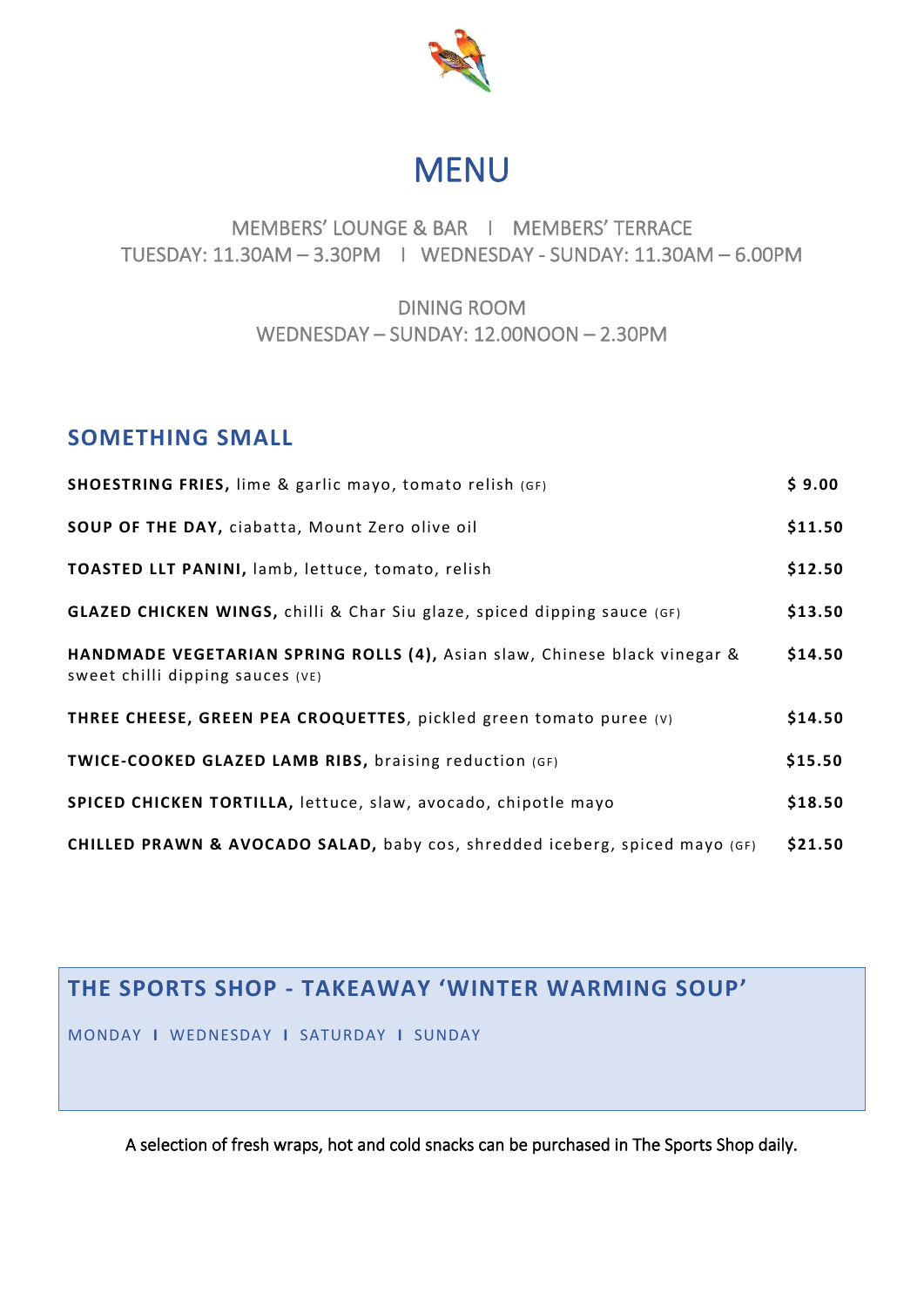# MENU

MEMBERS' LOUNGE & BAR I MEMBERS' TERRACE
TUESDAY: 11.30AM – 3.30PM I WEDNESDAY - SUNDAY: 11.30AM – 6.00PM

DINING ROOM
WEDNESDAY – SUNDAY: 12.00NOON – 2.30PM

## SOMETHING SMALL

| | |
|---|---|
| **SHOESTRING FRIES,** lime & garlic mayo, tomato relish (GF) | **$ 9.00** |
| **SOUP OF THE DAY,** ciabatta, Mount Zero olive oil | **$11.50** |
| **TOASTED LLT PANINI,** lamb, lettuce, tomato, relish | **$12.50** |
| **GLAZED CHICKEN WINGS,** chilli & Char Siu glaze, spiced dipping sauce (GF) | **$13.50** |
| **HANDMADE VEGETARIAN SPRING ROLLS (4),** Asian slaw, Chinese black vinegar & sweet chilli dipping sauces (VE) | **$14.50** |
| **THREE CHEESE, GREEN PEA CROQUETTES**, pickled green tomato puree (V) | **$14.50** |
| **TWICE-COOKED GLAZED LAMB RIBS,** braising reduction (GF) | **$15.50** |
| **SPICED CHICKEN TORTILLA,** lettuce, slaw, avocado, chipotle mayo | **$18.50** |
| **CHILLED PRAWN & AVOCADO SALAD,** baby cos, shredded iceberg, spiced mayo (GF) | **$21.50** |

## THE SPORTS SHOP - TAKEAWAY 'WINTER WARMING SOUP'

MONDAY I WEDNESDAY I SATURDAY I SUNDAY

A selection of fresh wraps, hot and cold snacks can be purchased in The Sports Shop daily.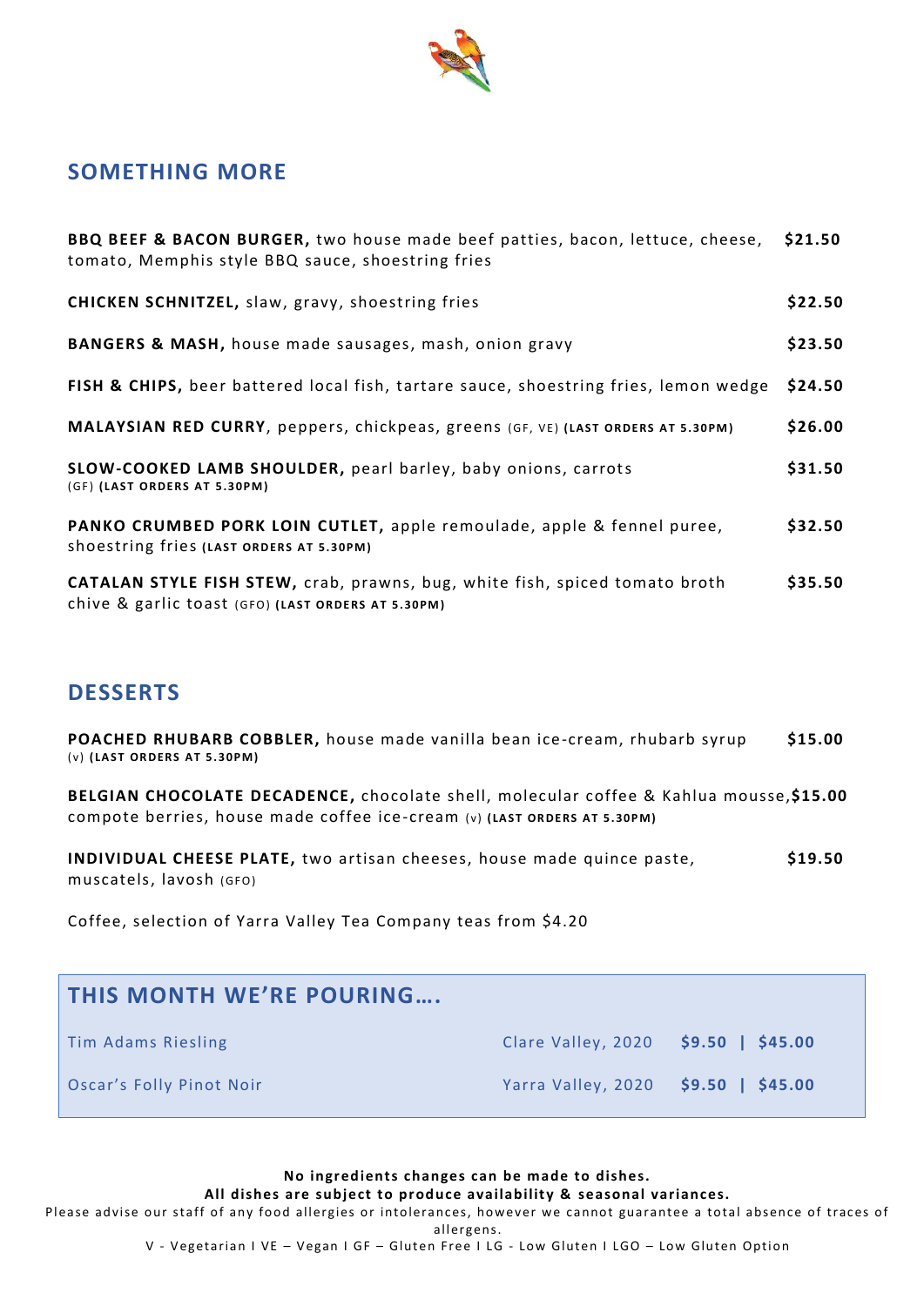## SOMETHING MORE

**BBQ BEEF & BACON BURGER,** two house made beef patties, bacon, lettuce, cheese, tomato, Memphis style BBQ sauce, shoestring fries **$21.50**

**CHICKEN SCHNITZEL,** slaw, gravy, shoestring fries **$22.50**

**BANGERS & MASH,** house made sausages, mash, onion gravy **$23.50**

**FISH & CHIPS,** beer battered local fish, tartare sauce, shoestring fries, lemon wedge **$24.50**

**MALAYSIAN RED CURRY**, peppers, chickpeas, greens (GF, VE) **(LAST ORDERS AT 5.30PM)** **$26.00**

**SLOW-COOKED LAMB SHOULDER,** pearl barley, baby onions, carrots (GF) **(LAST ORDERS AT 5.30PM)** **$31.50**

**PANKO CRUMBED PORK LOIN CUTLET,** apple remoulade, apple & fennel puree, shoestring fries **(LAST ORDERS AT 5.30PM)** **$32.50**

**CATALAN STYLE FISH STEW,** crab, prawns, bug, white fish, spiced tomato broth chive & garlic toast (GFO) **(LAST ORDERS AT 5.30PM)** **$35.50**

## DESSERTS

**POACHED RHUBARB COBBLER,** house made vanilla bean ice-cream, rhubarb syrup (v) **(LAST ORDERS AT 5.30PM)** **$15.00**

**BELGIAN CHOCOLATE DECADENCE,** chocolate shell, molecular coffee & Kahlua mousse, compote berries, house made coffee ice-cream (v) **(LAST ORDERS AT 5.30PM)** **$15.00**

**INDIVIDUAL CHEESE PLATE,** two artisan cheeses, house made quince paste, muscatels, lavosh (GFO) **$19.50**

Coffee, selection of Yarra Valley Tea Company teas from $4.20

## THIS MONTH WE'RE POURING….

| | | |
|---|---|---|
| Tim Adams Riesling | Clare Valley, 2020 | **$9.50 \| $45.00** |
| Oscar's Folly Pinot Noir | Yarra Valley, 2020 | **$9.50 \| $45.00** |

**No ingredients changes can be made to dishes.**
**All dishes are subject to produce availability & seasonal variances.**
Please advise our staff of any food allergies or intolerances, however we cannot guarantee a total absence of traces of allergens.
V - Vegetarian I VE – Vegan I GF – Gluten Free I LG - Low Gluten I LGO – Low Gluten Option